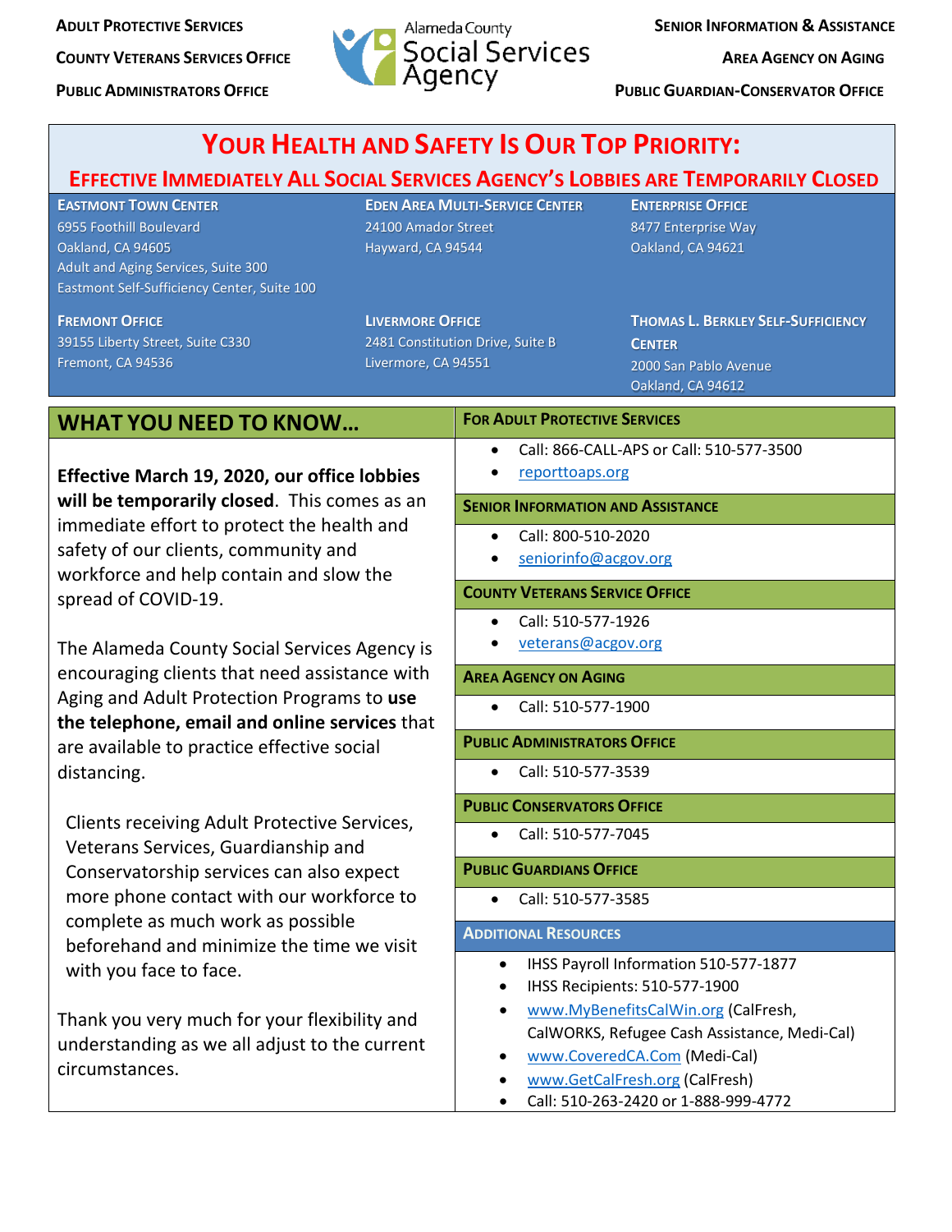**ADULT PROTECTIVE SERVICES**
**COUNTY VETERANS SERVICES OFFICE**
**PUBLIC ADMINISTRATORS OFFICE**

Alameda County Social Services Agency

**SENIOR INFORMATION & ASSISTANCE**
**AREA AGENCY ON AGING**
**PUBLIC GUARDIAN-CONSERVATOR OFFICE**

# YOUR HEALTH AND SAFETY IS OUR TOP PRIORITY:

## EFFECTIVE IMMEDIATELY ALL SOCIAL SERVICES AGENCY'S LOBBIES ARE TEMPORARILY CLOSED

**EASTMONT TOWN CENTER**
6955 Foothill Boulevard
Oakland, CA 94605
Adult and Aging Services, Suite 300
Eastmont Self-Sufficiency Center, Suite 100

**EDEN AREA MULTI-SERVICE CENTER**
24100 Amador Street
Hayward, CA 94544

**ENTERPRISE OFFICE**
8477 Enterprise Way
Oakland, CA 94621

**FREMONT OFFICE**
39155 Liberty Street, Suite C330
Fremont, CA 94536

**LIVERMORE OFFICE**
2481 Constitution Drive, Suite B
Livermore, CA 94551

**THOMAS L. BERKLEY SELF-SUFFICIENCY CENTER**
2000 San Pablo Avenue
Oakland, CA 94612

## WHAT YOU NEED TO KNOW…

**Effective March 19, 2020, our office lobbies will be temporarily closed**. This comes as an immediate effort to protect the health and safety of our clients, community and workforce and help contain and slow the spread of COVID-19.

The Alameda County Social Services Agency is encouraging clients that need assistance with Aging and Adult Protection Programs to **use the telephone, email and online services** that are available to practice effective social distancing.

Clients receiving Adult Protective Services, Veterans Services, Guardianship and Conservatorship services can also expect more phone contact with our workforce to complete as much work as possible beforehand and minimize the time we visit with you face to face.

Thank you very much for your flexibility and understanding as we all adjust to the current circumstances.

### FOR ADULT PROTECTIVE SERVICES

- Call: 866-CALL-APS or Call: 510-577-3500
- reporttoaps.org

### SENIOR INFORMATION AND ASSISTANCE

- Call: 800-510-2020
- seniorinfo@acgov.org

### COUNTY VETERANS SERVICE OFFICE

- Call: 510-577-1926
- veterans@acgov.org

### AREA AGENCY ON AGING

- Call: 510-577-1900

### PUBLIC ADMINISTRATORS OFFICE

- Call: 510-577-3539

### PUBLIC CONSERVATORS OFFICE

- Call: 510-577-7045

### PUBLIC GUARDIANS OFFICE

- Call: 510-577-3585

### ADDITIONAL RESOURCES

- IHSS Payroll Information 510-577-1877
- IHSS Recipients: 510-577-1900
- www.MyBenefitsCalWin.org (CalFresh, CalWORKS, Refugee Cash Assistance, Medi-Cal)
- www.CoveredCA.Com (Medi-Cal)
- www.GetCalFresh.org (CalFresh)
- Call: 510-263-2420 or 1-888-999-4772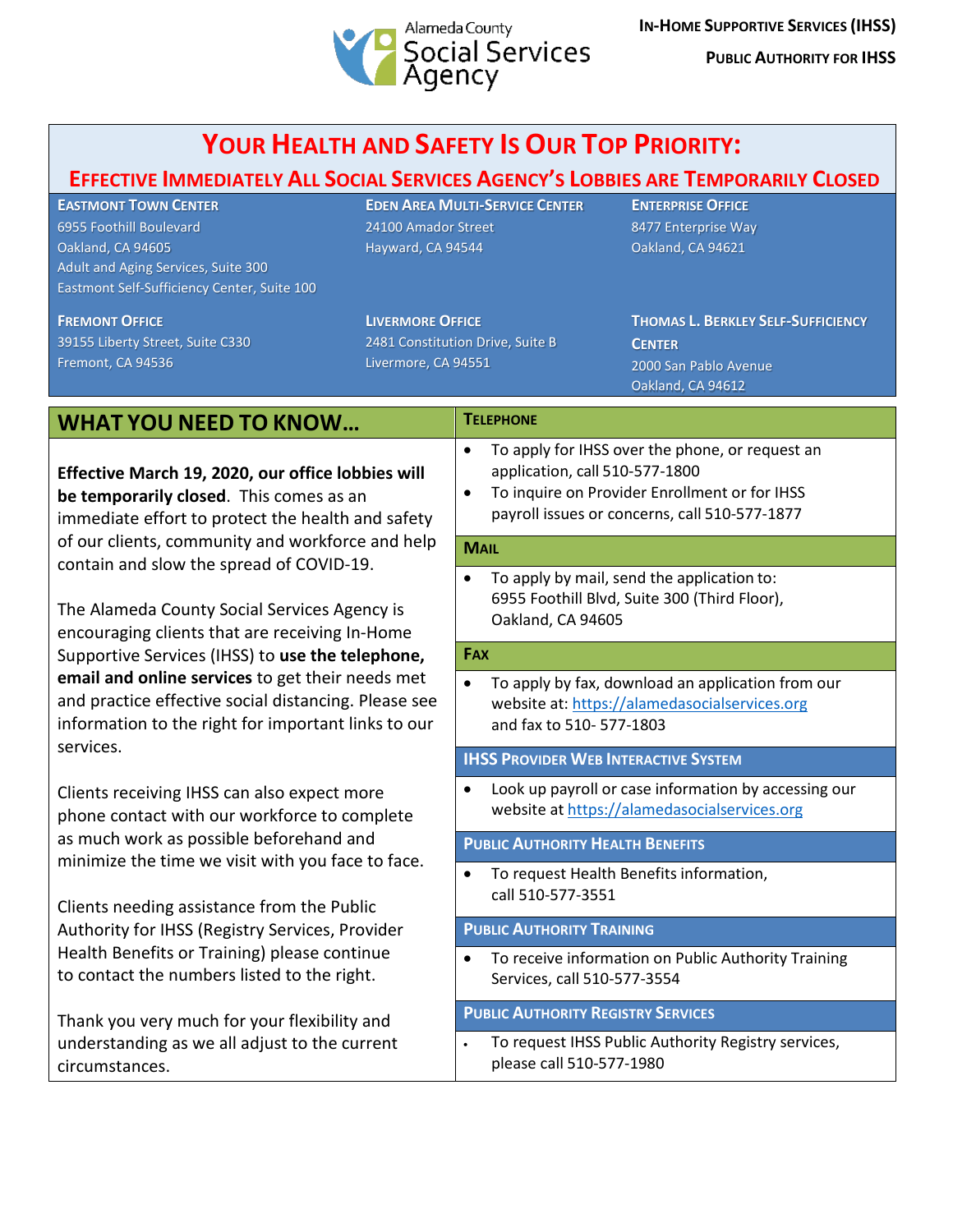Alameda County Social Services Agency

**IN-HOME SUPPORTIVE SERVICES (IHSS)**

**PUBLIC AUTHORITY FOR IHSS**

# YOUR HEALTH AND SAFETY IS OUR TOP PRIORITY:

## EFFECTIVE IMMEDIATELY ALL SOCIAL SERVICES AGENCY'S LOBBIES ARE TEMPORARILY CLOSED

**EASTMONT TOWN CENTER**
6955 Foothill Boulevard
Oakland, CA 94605
Adult and Aging Services, Suite 300
Eastmont Self-Sufficiency Center, Suite 100

**EDEN AREA MULTI-SERVICE CENTER**
24100 Amador Street
Hayward, CA 94544

**ENTERPRISE OFFICE**
8477 Enterprise Way
Oakland, CA 94621

**FREMONT OFFICE**
39155 Liberty Street, Suite C330
Fremont, CA 94536

**LIVERMORE OFFICE**
2481 Constitution Drive, Suite B
Livermore, CA 94551

**THOMAS L. BERKLEY SELF-SUFFICIENCY CENTER**
2000 San Pablo Avenue
Oakland, CA 94612

## WHAT YOU NEED TO KNOW…

**Effective March 19, 2020, our office lobbies will be temporarily closed**. This comes as an immediate effort to protect the health and safety of our clients, community and workforce and help contain and slow the spread of COVID-19.

The Alameda County Social Services Agency is encouraging clients that are receiving In-Home Supportive Services (IHSS) to **use the telephone, email and online services** to get their needs met and practice effective social distancing. Please see information to the right for important links to our services.

Clients receiving IHSS can also expect more phone contact with our workforce to complete as much work as possible beforehand and minimize the time we visit with you face to face.

Clients needing assistance from the Public Authority for IHSS (Registry Services, Provider Health Benefits or Training) please continue to contact the numbers listed to the right.

Thank you very much for your flexibility and understanding as we all adjust to the current circumstances.

### TELEPHONE

- To apply for IHSS over the phone, or request an application, call 510-577-1800
- To inquire on Provider Enrollment or for IHSS payroll issues or concerns, call 510-577-1877

### MAIL

- To apply by mail, send the application to:
  6955 Foothill Blvd, Suite 300 (Third Floor),
  Oakland, CA 94605

### FAX

- To apply by fax, download an application from our website at: https://alamedasocialservices.org and fax to 510- 577-1803

### IHSS PROVIDER WEB INTERACTIVE SYSTEM

- Look up payroll or case information by accessing our website at https://alamedasocialservices.org

### PUBLIC AUTHORITY HEALTH BENEFITS

- To request Health Benefits information, call 510-577-3551

### PUBLIC AUTHORITY TRAINING

- To receive information on Public Authority Training Services, call 510-577-3554

### PUBLIC AUTHORITY REGISTRY SERVICES

- To request IHSS Public Authority Registry services, please call 510-577-1980